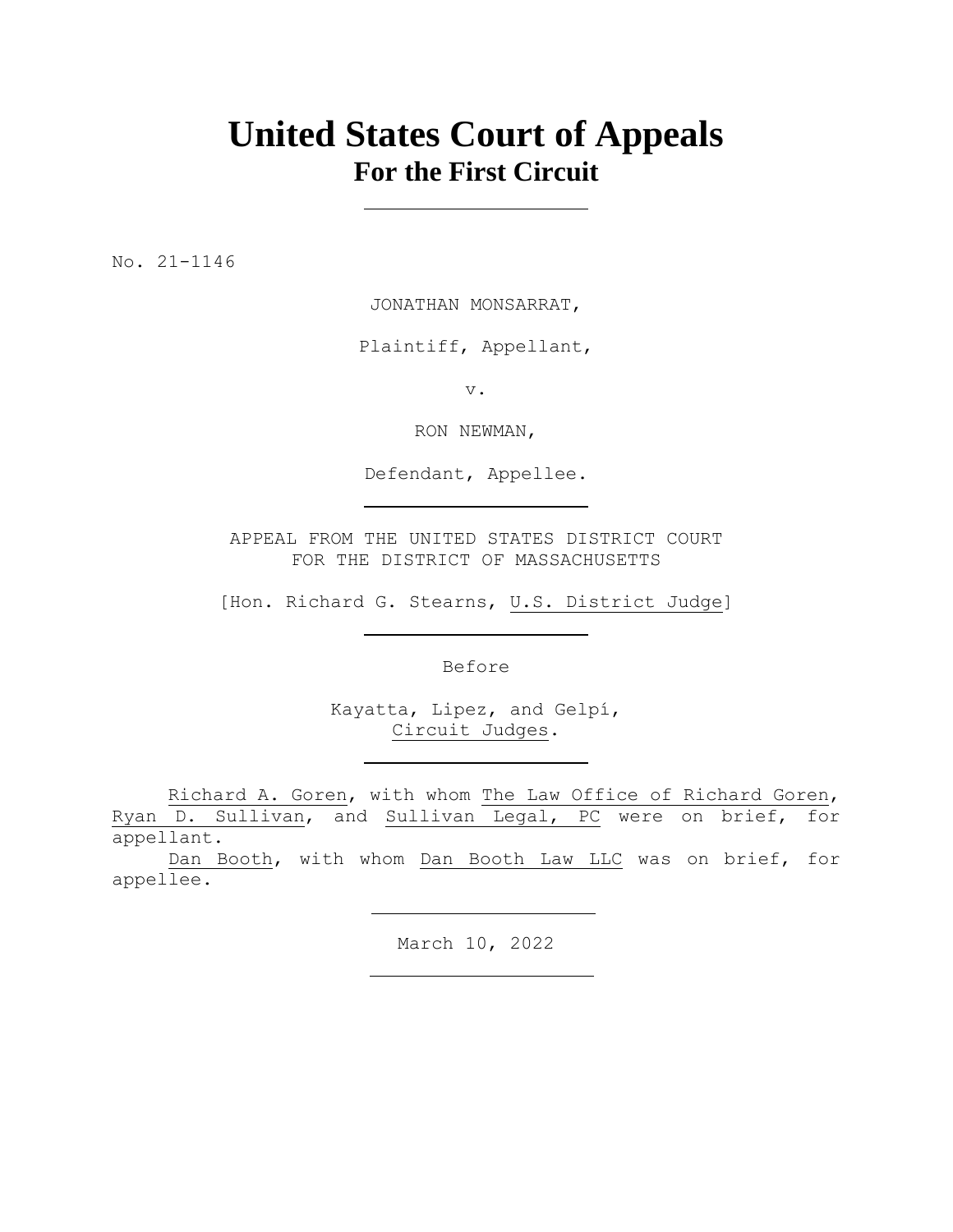# United States Court of Appeals
## For the First Circuit

---

No. 21-1146

JONATHAN MONSARRAT,

Plaintiff, Appellant,

v.

RON NEWMAN,

Defendant, Appellee.

---

APPEAL FROM THE UNITED STATES DISTRICT COURT
FOR THE DISTRICT OF MASSACHUSETTS

[Hon. Richard G. Stearns, U.S. District Judge]

---

Before

Kayatta, Lipez, and Gelpí,
Circuit Judges.

---

Richard A. Goren, with whom The Law Office of Richard Goren, Ryan D. Sullivan, and Sullivan Legal, PC were on brief, for appellant.

Dan Booth, with whom Dan Booth Law LLC was on brief, for appellee.

---

March 10, 2022

---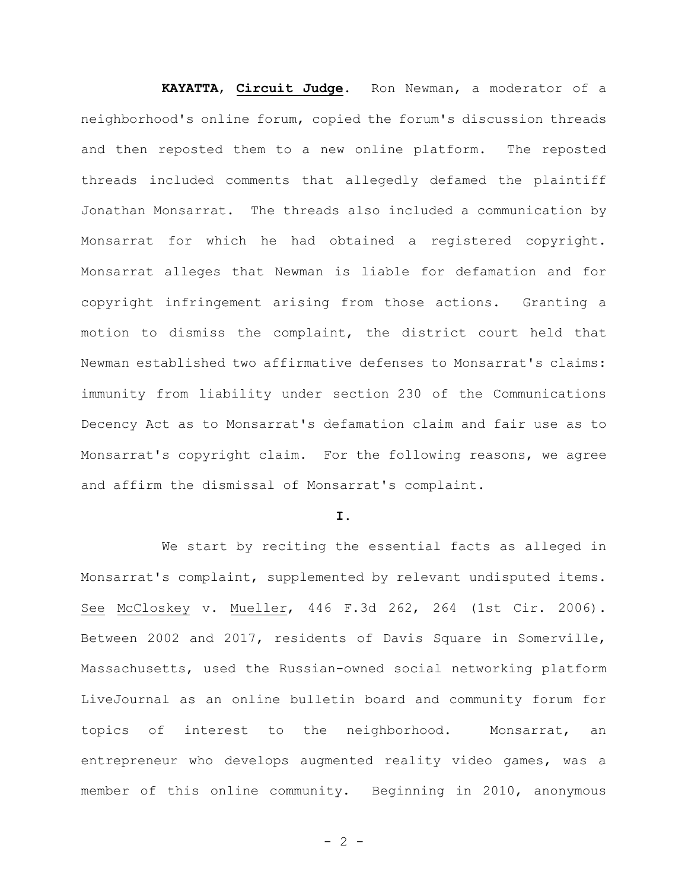**KAYATTA**, **Circuit Judge**. Ron Newman, a moderator of a neighborhood's online forum, copied the forum's discussion threads and then reposted them to a new online platform. The reposted threads included comments that allegedly defamed the plaintiff Jonathan Monsarrat. The threads also included a communication by Monsarrat for which he had obtained a registered copyright. Monsarrat alleges that Newman is liable for defamation and for copyright infringement arising from those actions. Granting a motion to dismiss the complaint, the district court held that Newman established two affirmative defenses to Monsarrat's claims: immunity from liability under section 230 of the Communications Decency Act as to Monsarrat's defamation claim and fair use as to Monsarrat's copyright claim. For the following reasons, we agree and affirm the dismissal of Monsarrat's complaint.

## I.

We start by reciting the essential facts as alleged in Monsarrat's complaint, supplemented by relevant undisputed items. See McCloskey v. Mueller, 446 F.3d 262, 264 (1st Cir. 2006). Between 2002 and 2017, residents of Davis Square in Somerville, Massachusetts, used the Russian-owned social networking platform LiveJournal as an online bulletin board and community forum for topics of interest to the neighborhood. Monsarrat, an entrepreneur who develops augmented reality video games, was a member of this online community. Beginning in 2010, anonymous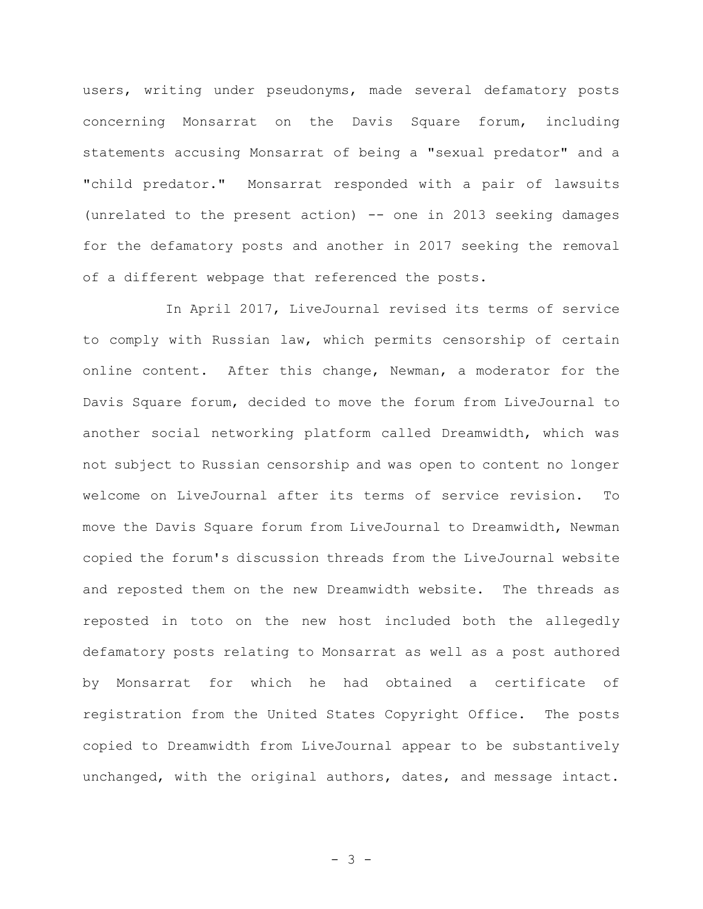users, writing under pseudonyms, made several defamatory posts concerning Monsarrat on the Davis Square forum, including statements accusing Monsarrat of being a "sexual predator" and a "child predator." Monsarrat responded with a pair of lawsuits (unrelated to the present action) -- one in 2013 seeking damages for the defamatory posts and another in 2017 seeking the removal of a different webpage that referenced the posts.

In April 2017, LiveJournal revised its terms of service to comply with Russian law, which permits censorship of certain online content. After this change, Newman, a moderator for the Davis Square forum, decided to move the forum from LiveJournal to another social networking platform called Dreamwidth, which was not subject to Russian censorship and was open to content no longer welcome on LiveJournal after its terms of service revision. To move the Davis Square forum from LiveJournal to Dreamwidth, Newman copied the forum's discussion threads from the LiveJournal website and reposted them on the new Dreamwidth website. The threads as reposted in toto on the new host included both the allegedly defamatory posts relating to Monsarrat as well as a post authored by Monsarrat for which he had obtained a certificate of registration from the United States Copyright Office. The posts copied to Dreamwidth from LiveJournal appear to be substantively unchanged, with the original authors, dates, and message intact.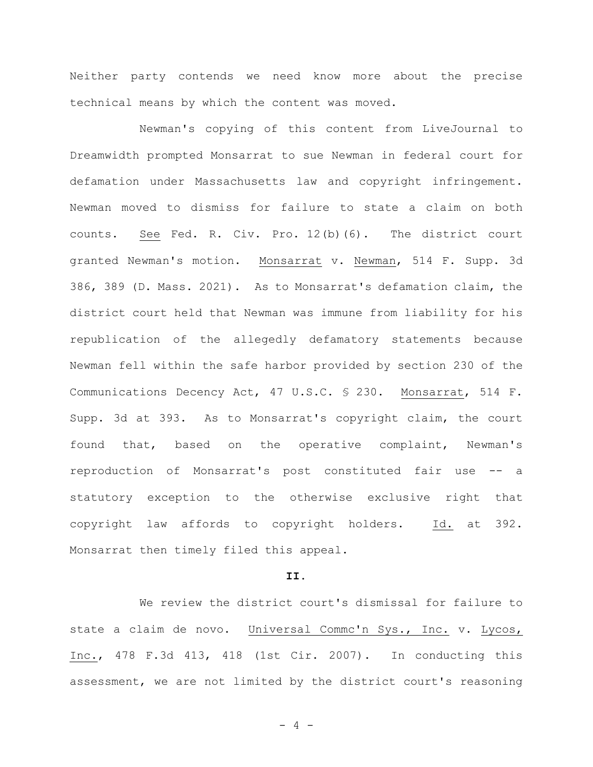Neither party contends we need know more about the precise technical means by which the content was moved.

Newman's copying of this content from LiveJournal to Dreamwidth prompted Monsarrat to sue Newman in federal court for defamation under Massachusetts law and copyright infringement. Newman moved to dismiss for failure to state a claim on both counts. See Fed. R. Civ. Pro. 12(b)(6). The district court granted Newman's motion. Monsarrat v. Newman, 514 F. Supp. 3d 386, 389 (D. Mass. 2021). As to Monsarrat's defamation claim, the district court held that Newman was immune from liability for his republication of the allegedly defamatory statements because Newman fell within the safe harbor provided by section 230 of the Communications Decency Act, 47 U.S.C. § 230. Monsarrat, 514 F. Supp. 3d at 393. As to Monsarrat's copyright claim, the court found that, based on the operative complaint, Newman's reproduction of Monsarrat's post constituted fair use -- a statutory exception to the otherwise exclusive right that copyright law affords to copyright holders. Id. at 392. Monsarrat then timely filed this appeal.

## II.

We review the district court's dismissal for failure to state a claim de novo. Universal Commc'n Sys., Inc. v. Lycos, Inc., 478 F.3d 413, 418 (1st Cir. 2007). In conducting this assessment, we are not limited by the district court's reasoning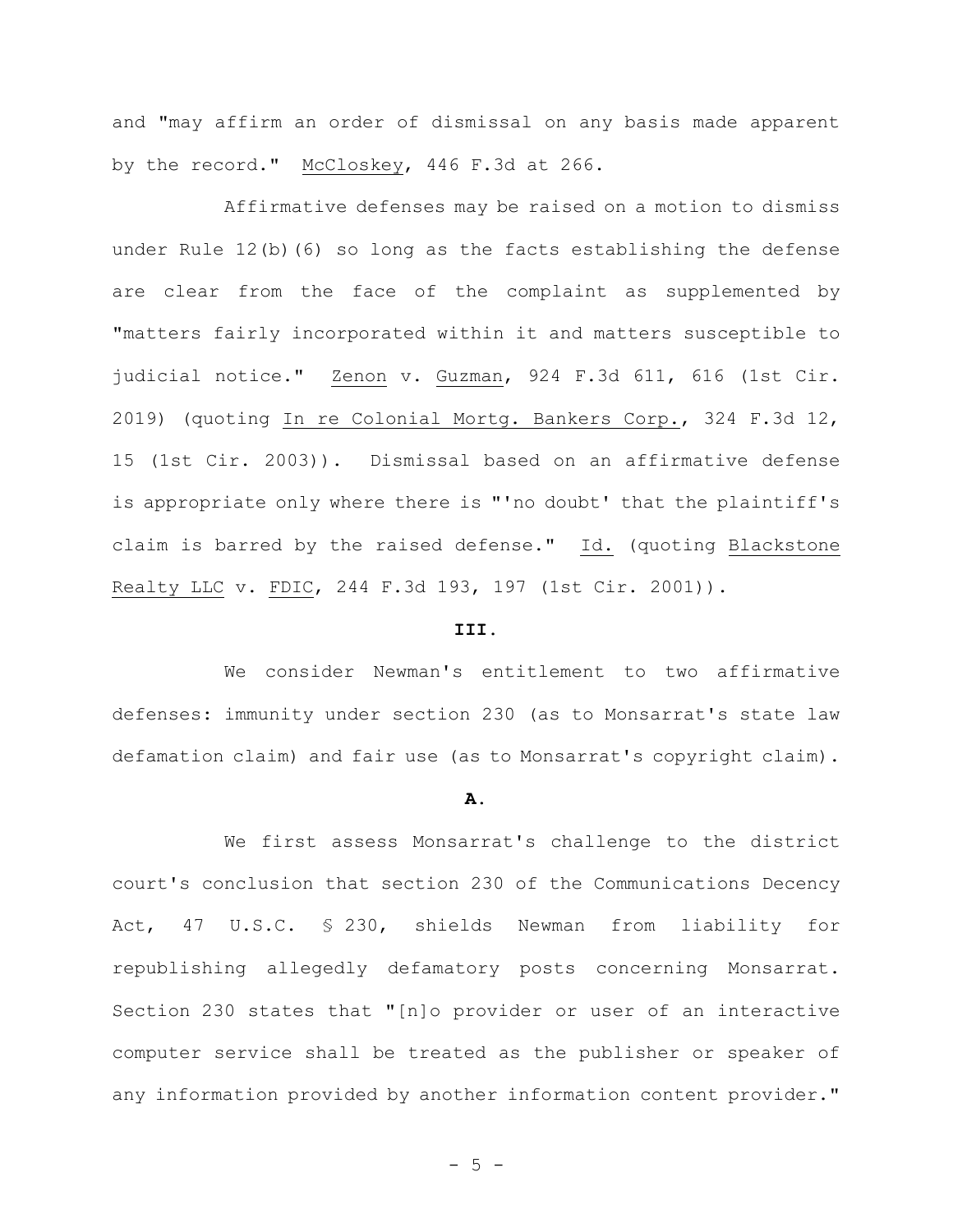and "may affirm an order of dismissal on any basis made apparent by the record." McCloskey, 446 F.3d at 266.

Affirmative defenses may be raised on a motion to dismiss under Rule 12(b)(6) so long as the facts establishing the defense are clear from the face of the complaint as supplemented by "matters fairly incorporated within it and matters susceptible to judicial notice." Zenon v. Guzman, 924 F.3d 611, 616 (1st Cir. 2019) (quoting In re Colonial Mortg. Bankers Corp., 324 F.3d 12, 15 (1st Cir. 2003)). Dismissal based on an affirmative defense is appropriate only where there is "'no doubt' that the plaintiff's claim is barred by the raised defense." Id. (quoting Blackstone Realty LLC v. FDIC, 244 F.3d 193, 197 (1st Cir. 2001)).

## III.

We consider Newman's entitlement to two affirmative defenses: immunity under section 230 (as to Monsarrat's state law defamation claim) and fair use (as to Monsarrat's copyright claim).

### A.

We first assess Monsarrat's challenge to the district court's conclusion that section 230 of the Communications Decency Act, 47 U.S.C. § 230, shields Newman from liability for republishing allegedly defamatory posts concerning Monsarrat. Section 230 states that "[n]o provider or user of an interactive computer service shall be treated as the publisher or speaker of any information provided by another information content provider."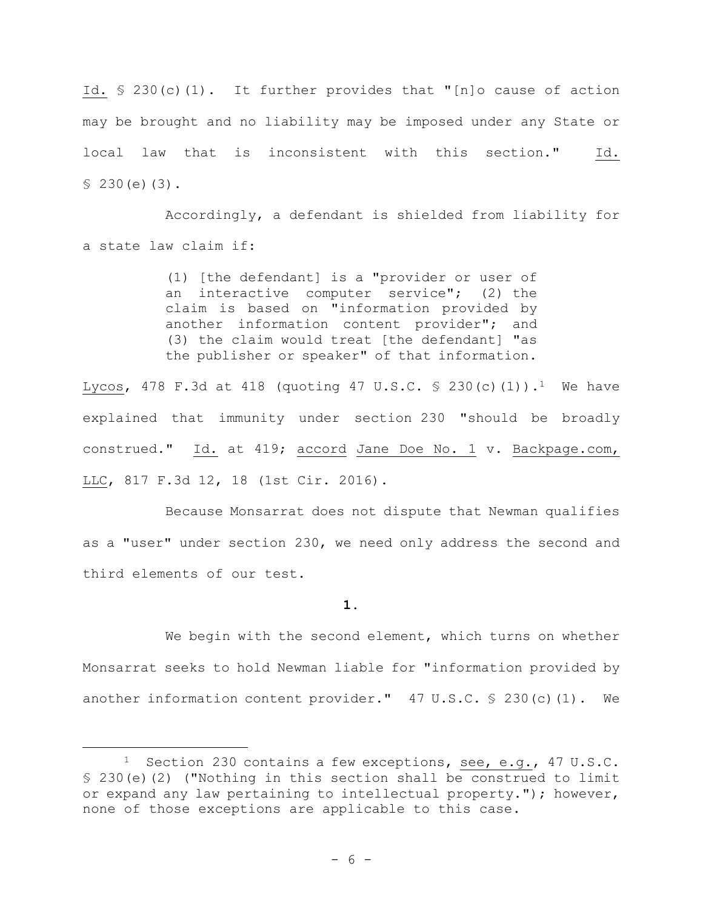Id. § 230(c)(1). It further provides that "[n]o cause of action may be brought and no liability may be imposed under any State or local law that is inconsistent with this section." Id. § 230(e)(3).

Accordingly, a defendant is shielded from liability for a state law claim if:

> (1) [the defendant] is a "provider or user of an interactive computer service"; (2) the claim is based on "information provided by another information content provider"; and (3) the claim would treat [the defendant] "as the publisher or speaker" of that information.

Lycos, 478 F.3d at 418 (quoting 47 U.S.C. § 230(c)(1)).[1] We have explained that immunity under section 230 "should be broadly construed." Id. at 419; accord Jane Doe No. 1 v. Backpage.com, LLC, 817 F.3d 12, 18 (1st Cir. 2016).

Because Monsarrat does not dispute that Newman qualifies as a "user" under section 230, we need only address the second and third elements of our test.

**1.**

We begin with the second element, which turns on whether Monsarrat seeks to hold Newman liable for "information provided by another information content provider." 47 U.S.C. § 230(c)(1). We

---

[1] Section 230 contains a few exceptions, see, e.g., 47 U.S.C. § 230(e)(2) ("Nothing in this section shall be construed to limit or expand any law pertaining to intellectual property."); however, none of those exceptions are applicable to this case.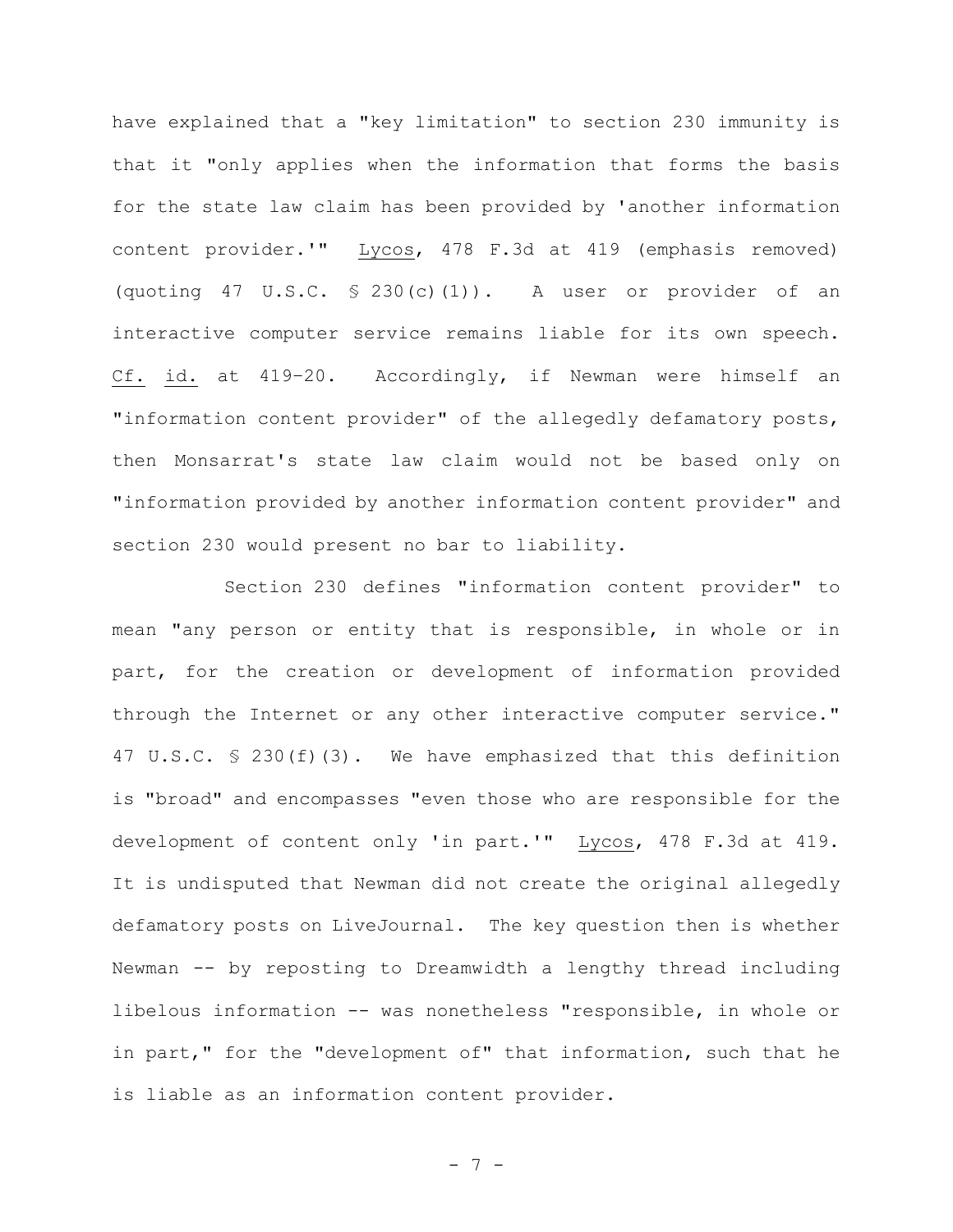have explained that a "key limitation" to section 230 immunity is that it "only applies when the information that forms the basis for the state law claim has been provided by 'another information content provider.'" Lycos, 478 F.3d at 419 (emphasis removed) (quoting 47 U.S.C. § 230(c)(1)). A user or provider of an interactive computer service remains liable for its own speech. Cf. id. at 419–20. Accordingly, if Newman were himself an "information content provider" of the allegedly defamatory posts, then Monsarrat's state law claim would not be based only on "information provided by another information content provider" and section 230 would present no bar to liability.

Section 230 defines "information content provider" to mean "any person or entity that is responsible, in whole or in part, for the creation or development of information provided through the Internet or any other interactive computer service." 47 U.S.C. § 230(f)(3). We have emphasized that this definition is "broad" and encompasses "even those who are responsible for the development of content only 'in part.'" Lycos, 478 F.3d at 419. It is undisputed that Newman did not create the original allegedly defamatory posts on LiveJournal. The key question then is whether Newman -- by reposting to Dreamwidth a lengthy thread including libelous information -- was nonetheless "responsible, in whole or in part," for the "development of" that information, such that he is liable as an information content provider.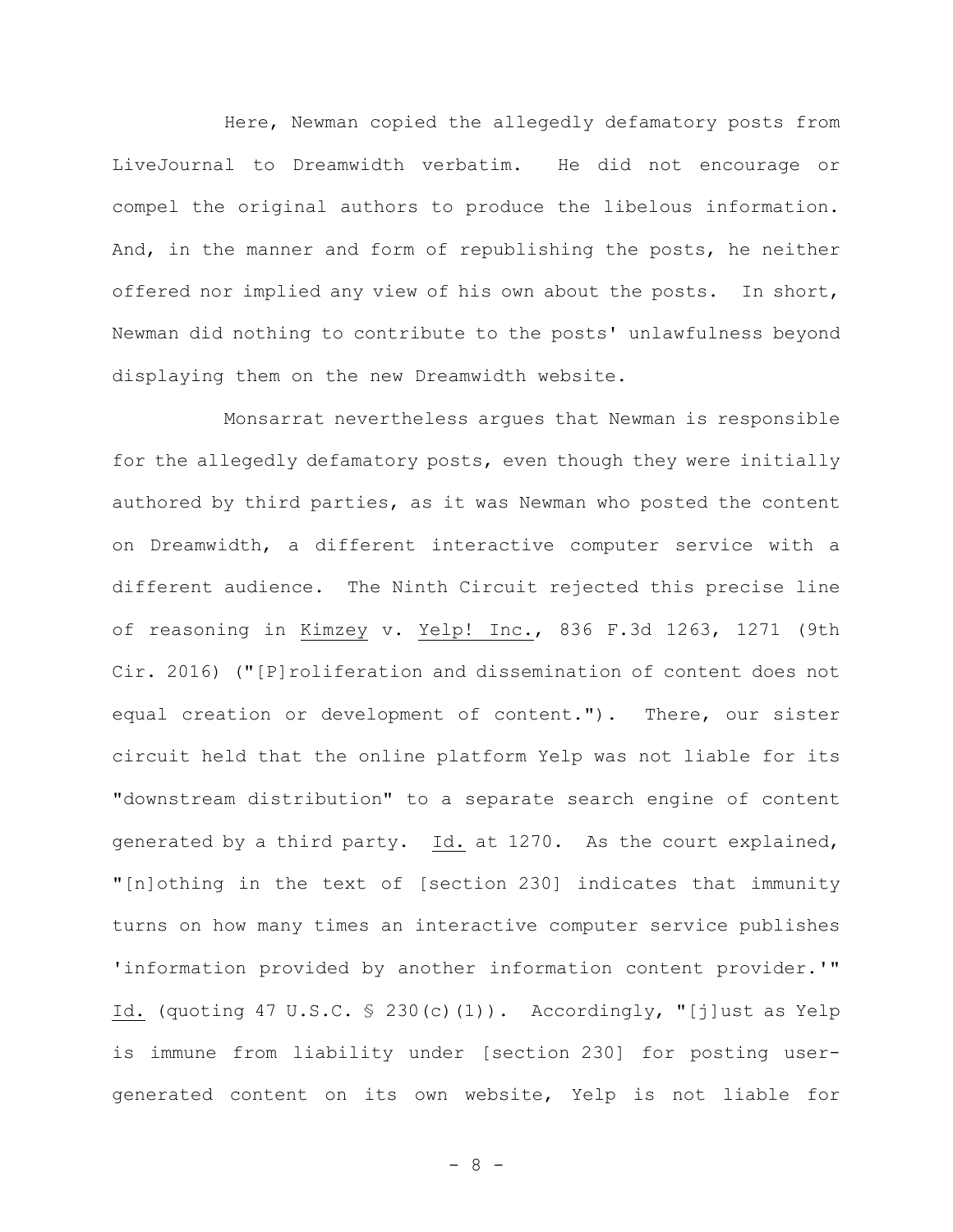Here, Newman copied the allegedly defamatory posts from LiveJournal to Dreamwidth verbatim. He did not encourage or compel the original authors to produce the libelous information. And, in the manner and form of republishing the posts, he neither offered nor implied any view of his own about the posts. In short, Newman did nothing to contribute to the posts' unlawfulness beyond displaying them on the new Dreamwidth website.

Monsarrat nevertheless argues that Newman is responsible for the allegedly defamatory posts, even though they were initially authored by third parties, as it was Newman who posted the content on Dreamwidth, a different interactive computer service with a different audience. The Ninth Circuit rejected this precise line of reasoning in Kimzey v. Yelp! Inc., 836 F.3d 1263, 1271 (9th Cir. 2016) ("[P]roliferation and dissemination of content does not equal creation or development of content."). There, our sister circuit held that the online platform Yelp was not liable for its "downstream distribution" to a separate search engine of content generated by a third party. Id. at 1270. As the court explained, "[n]othing in the text of [section 230] indicates that immunity turns on how many times an interactive computer service publishes 'information provided by another information content provider.'" Id. (quoting 47 U.S.C. § 230(c)(1)). Accordingly, "[j]ust as Yelp is immune from liability under [section 230] for posting user-generated content on its own website, Yelp is not liable for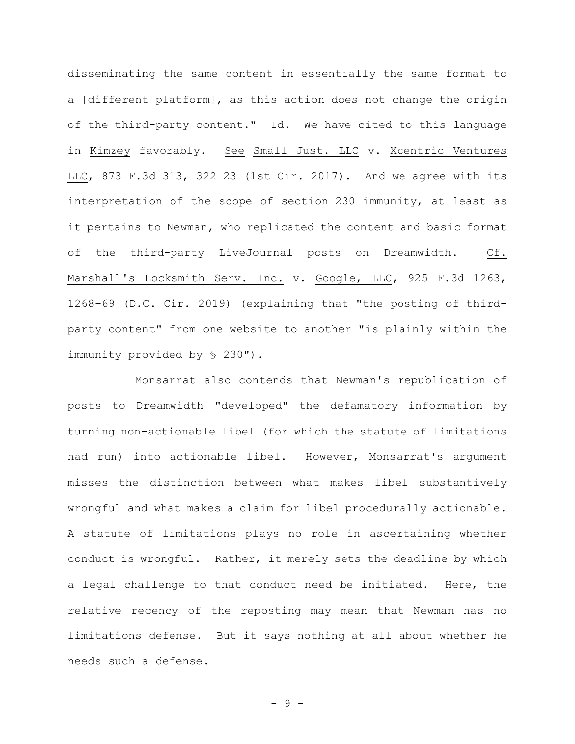disseminating the same content in essentially the same format to a [different platform], as this action does not change the origin of the third-party content." Id. We have cited to this language in Kimzey favorably. See Small Just. LLC v. Xcentric Ventures LLC, 873 F.3d 313, 322–23 (1st Cir. 2017). And we agree with its interpretation of the scope of section 230 immunity, at least as it pertains to Newman, who replicated the content and basic format of the third-party LiveJournal posts on Dreamwidth. Cf. Marshall's Locksmith Serv. Inc. v. Google, LLC, 925 F.3d 1263, 1268–69 (D.C. Cir. 2019) (explaining that "the posting of third-party content" from one website to another "is plainly within the immunity provided by § 230").

Monsarrat also contends that Newman's republication of posts to Dreamwidth "developed" the defamatory information by turning non-actionable libel (for which the statute of limitations had run) into actionable libel. However, Monsarrat's argument misses the distinction between what makes libel substantively wrongful and what makes a claim for libel procedurally actionable. A statute of limitations plays no role in ascertaining whether conduct is wrongful. Rather, it merely sets the deadline by which a legal challenge to that conduct need be initiated. Here, the relative recency of the reposting may mean that Newman has no limitations defense. But it says nothing at all about whether he needs such a defense.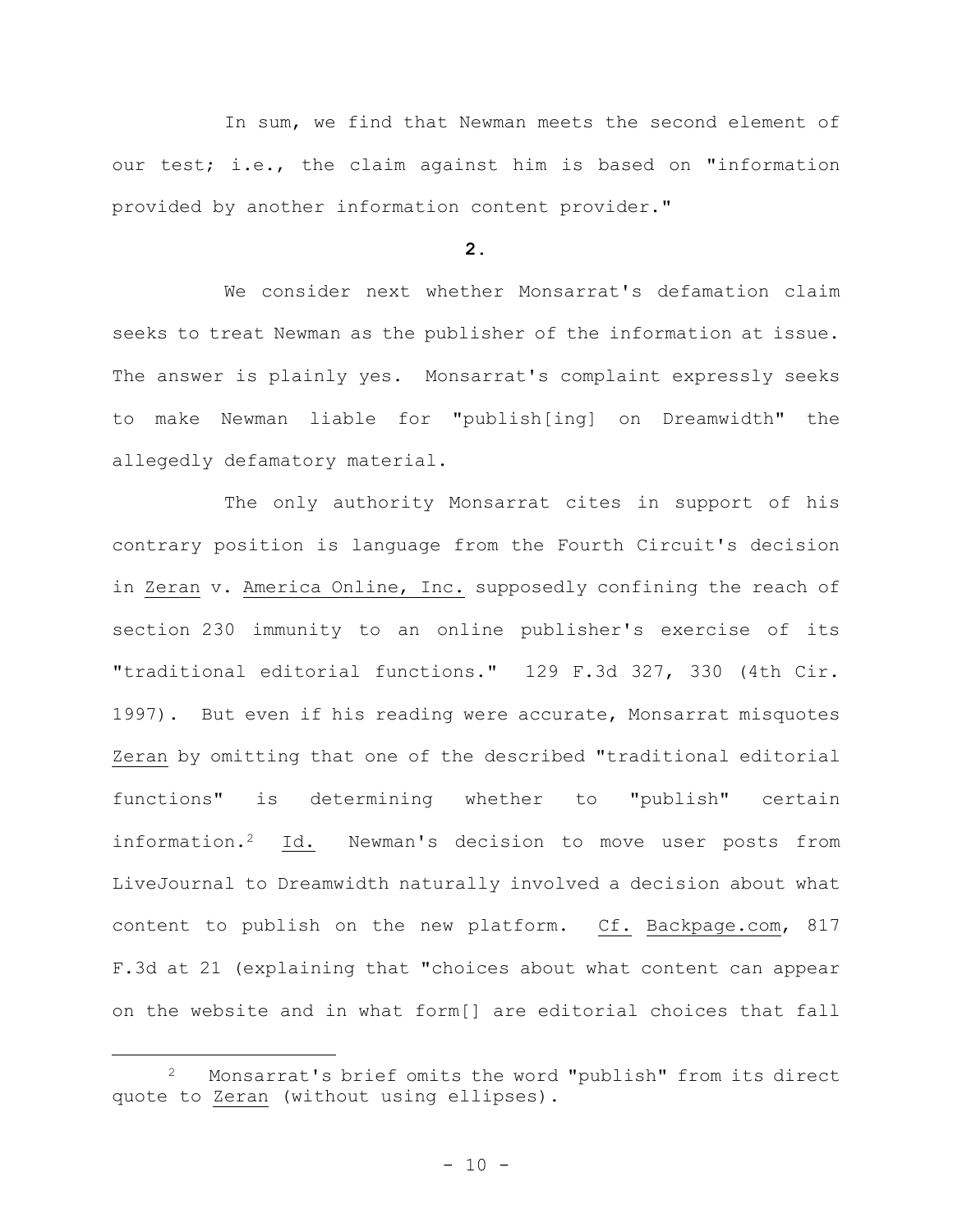In sum, we find that Newman meets the second element of our test; i.e., the claim against him is based on "information provided by another information content provider."

**2.**

We consider next whether Monsarrat's defamation claim seeks to treat Newman as the publisher of the information at issue. The answer is plainly yes. Monsarrat's complaint expressly seeks to make Newman liable for "publish[ing] on Dreamwidth" the allegedly defamatory material.

The only authority Monsarrat cites in support of his contrary position is language from the Fourth Circuit's decision in Zeran v. America Online, Inc. supposedly confining the reach of section 230 immunity to an online publisher's exercise of its "traditional editorial functions." 129 F.3d 327, 330 (4th Cir. 1997). But even if his reading were accurate, Monsarrat misquotes Zeran by omitting that one of the described "traditional editorial functions" is determining whether to "publish" certain information.[2] Id. Newman's decision to move user posts from LiveJournal to Dreamwidth naturally involved a decision about what content to publish on the new platform. Cf. Backpage.com, 817 F.3d at 21 (explaining that "choices about what content can appear on the website and in what form[] are editorial choices that fall

[2] Monsarrat's brief omits the word "publish" from its direct quote to Zeran (without using ellipses).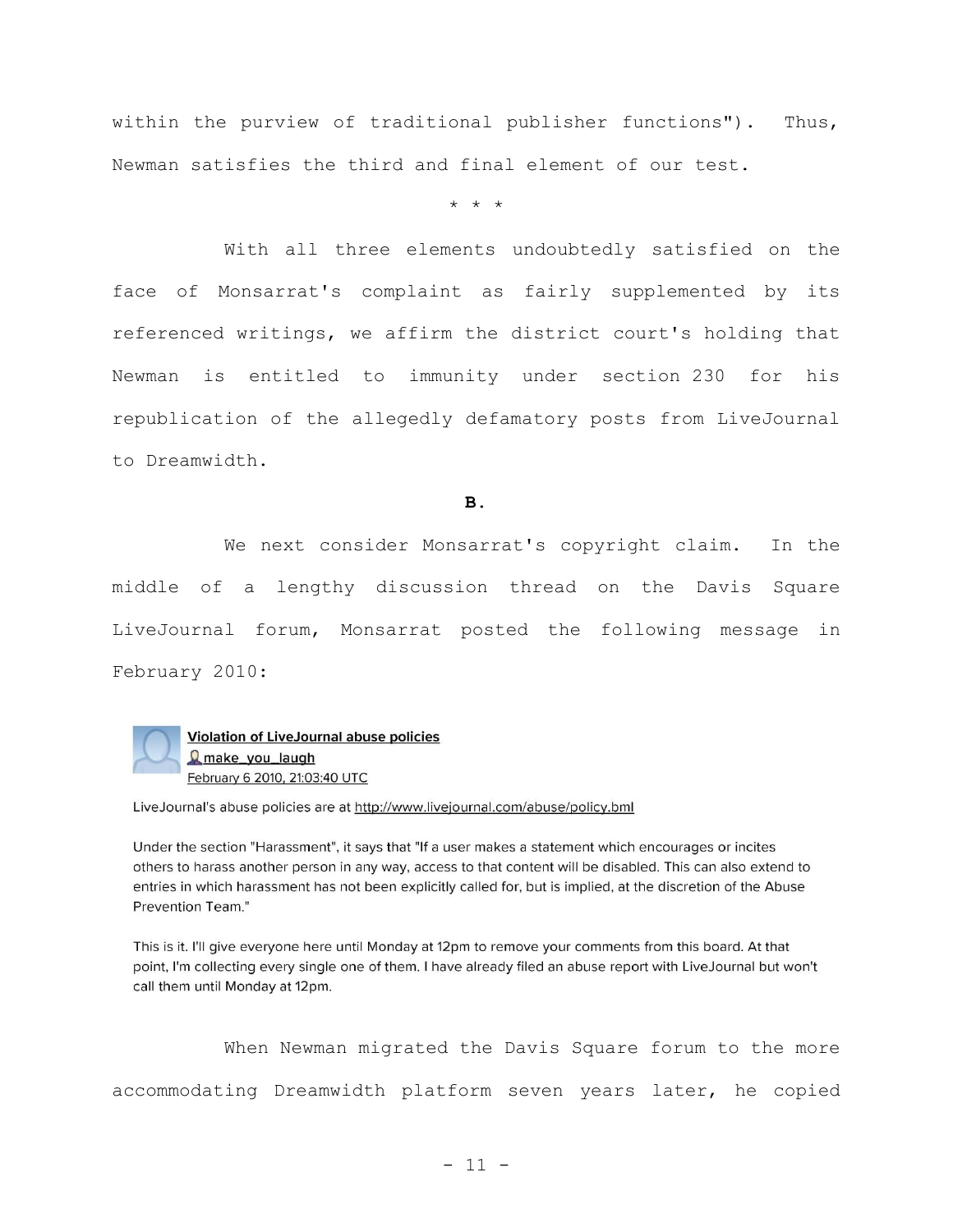within the purview of traditional publisher functions"). Thus, Newman satisfies the third and final element of our test.

\* \* \*

With all three elements undoubtedly satisfied on the face of Monsarrat's complaint as fairly supplemented by its referenced writings, we affirm the district court's holding that Newman is entitled to immunity under section 230 for his republication of the allegedly defamatory posts from LiveJournal to Dreamwidth.

**B.**

We next consider Monsarrat's copyright claim. In the middle of a lengthy discussion thread on the Davis Square LiveJournal forum, Monsarrat posted the following message in February 2010:

> **Violation of LiveJournal abuse policies**
> make_you_laugh
> February 6 2010, 21:03:40 UTC
>
> LiveJournal's abuse policies are at http://www.livejournal.com/abuse/policy.bml
>
> Under the section "Harassment", it says that "If a user makes a statement which encourages or incites others to harass another person in any way, access to that content will be disabled. This can also extend to entries in which harassment has not been explicitly called for, but is implied, at the discretion of the Abuse Prevention Team."
>
> This is it. I'll give everyone here until Monday at 12pm to remove your comments from this board. At that point, I'm collecting every single one of them. I have already filed an abuse report with LiveJournal but won't call them until Monday at 12pm.

When Newman migrated the Davis Square forum to the more accommodating Dreamwidth platform seven years later, he copied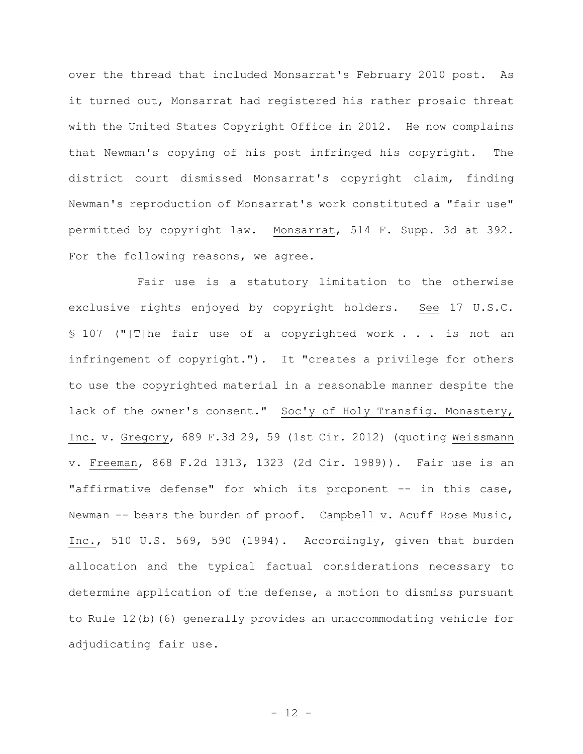over the thread that included Monsarrat's February 2010 post. As it turned out, Monsarrat had registered his rather prosaic threat with the United States Copyright Office in 2012. He now complains that Newman's copying of his post infringed his copyright. The district court dismissed Monsarrat's copyright claim, finding Newman's reproduction of Monsarrat's work constituted a "fair use" permitted by copyright law. Monsarrat, 514 F. Supp. 3d at 392. For the following reasons, we agree.

Fair use is a statutory limitation to the otherwise exclusive rights enjoyed by copyright holders. See 17 U.S.C. § 107 ("[T]he fair use of a copyrighted work . . . is not an infringement of copyright."). It "creates a privilege for others to use the copyrighted material in a reasonable manner despite the lack of the owner's consent." Soc'y of Holy Transfig. Monastery, Inc. v. Gregory, 689 F.3d 29, 59 (1st Cir. 2012) (quoting Weissmann v. Freeman, 868 F.2d 1313, 1323 (2d Cir. 1989)). Fair use is an "affirmative defense" for which its proponent -- in this case, Newman -- bears the burden of proof. Campbell v. Acuff-Rose Music, Inc., 510 U.S. 569, 590 (1994). Accordingly, given that burden allocation and the typical factual considerations necessary to determine application of the defense, a motion to dismiss pursuant to Rule 12(b)(6) generally provides an unaccommodating vehicle for adjudicating fair use.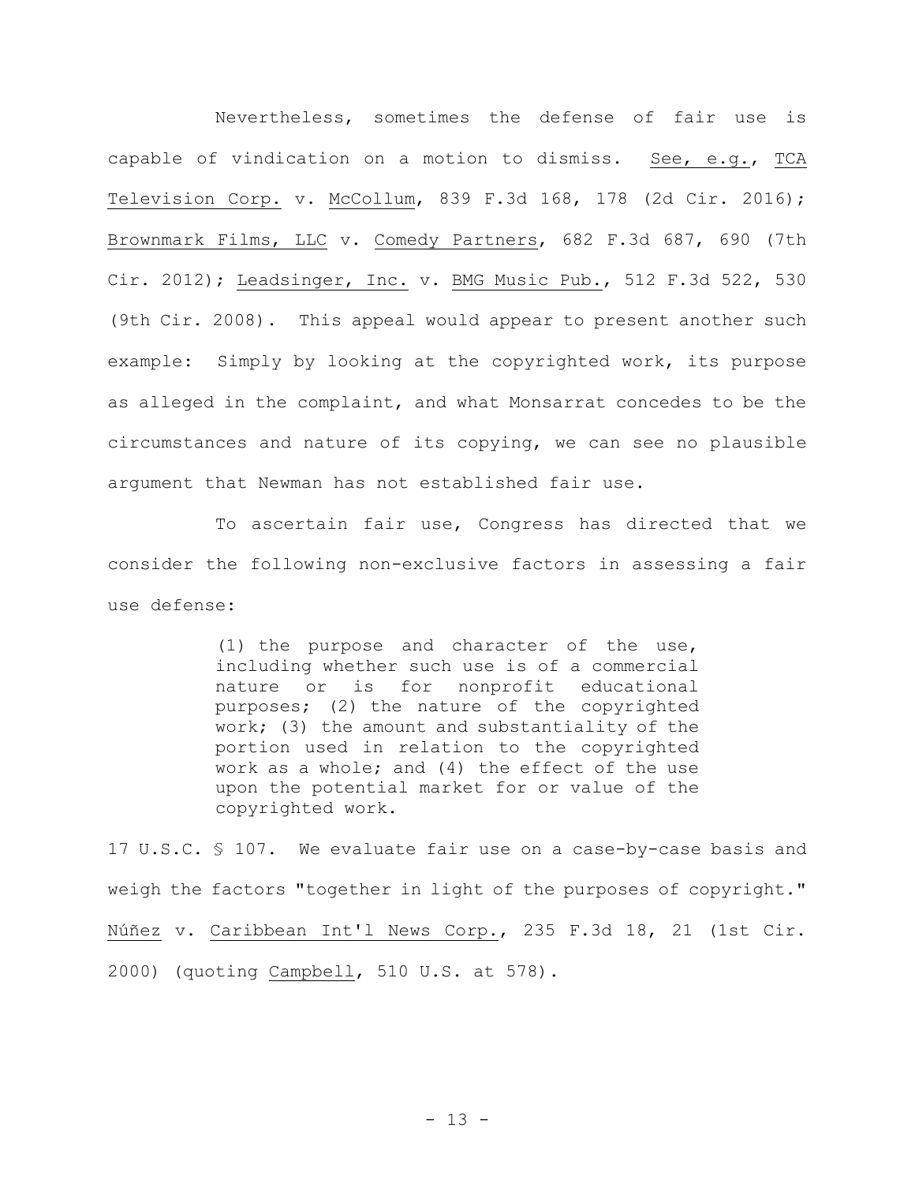Nevertheless, sometimes the defense of fair use is capable of vindication on a motion to dismiss. See, e.g., TCA Television Corp. v. McCollum, 839 F.3d 168, 178 (2d Cir. 2016); Brownmark Films, LLC v. Comedy Partners, 682 F.3d 687, 690 (7th Cir. 2012); Leadsinger, Inc. v. BMG Music Pub., 512 F.3d 522, 530 (9th Cir. 2008). This appeal would appear to present another such example: Simply by looking at the copyrighted work, its purpose as alleged in the complaint, and what Monsarrat concedes to be the circumstances and nature of its copying, we can see no plausible argument that Newman has not established fair use.

To ascertain fair use, Congress has directed that we consider the following non-exclusive factors in assessing a fair use defense:

> (1) the purpose and character of the use, including whether such use is of a commercial nature or is for nonprofit educational purposes; (2) the nature of the copyrighted work; (3) the amount and substantiality of the portion used in relation to the copyrighted work as a whole; and (4) the effect of the use upon the potential market for or value of the copyrighted work.

17 U.S.C. § 107. We evaluate fair use on a case-by-case basis and weigh the factors "together in light of the purposes of copyright." Núñez v. Caribbean Int'l News Corp., 235 F.3d 18, 21 (1st Cir. 2000) (quoting Campbell, 510 U.S. at 578).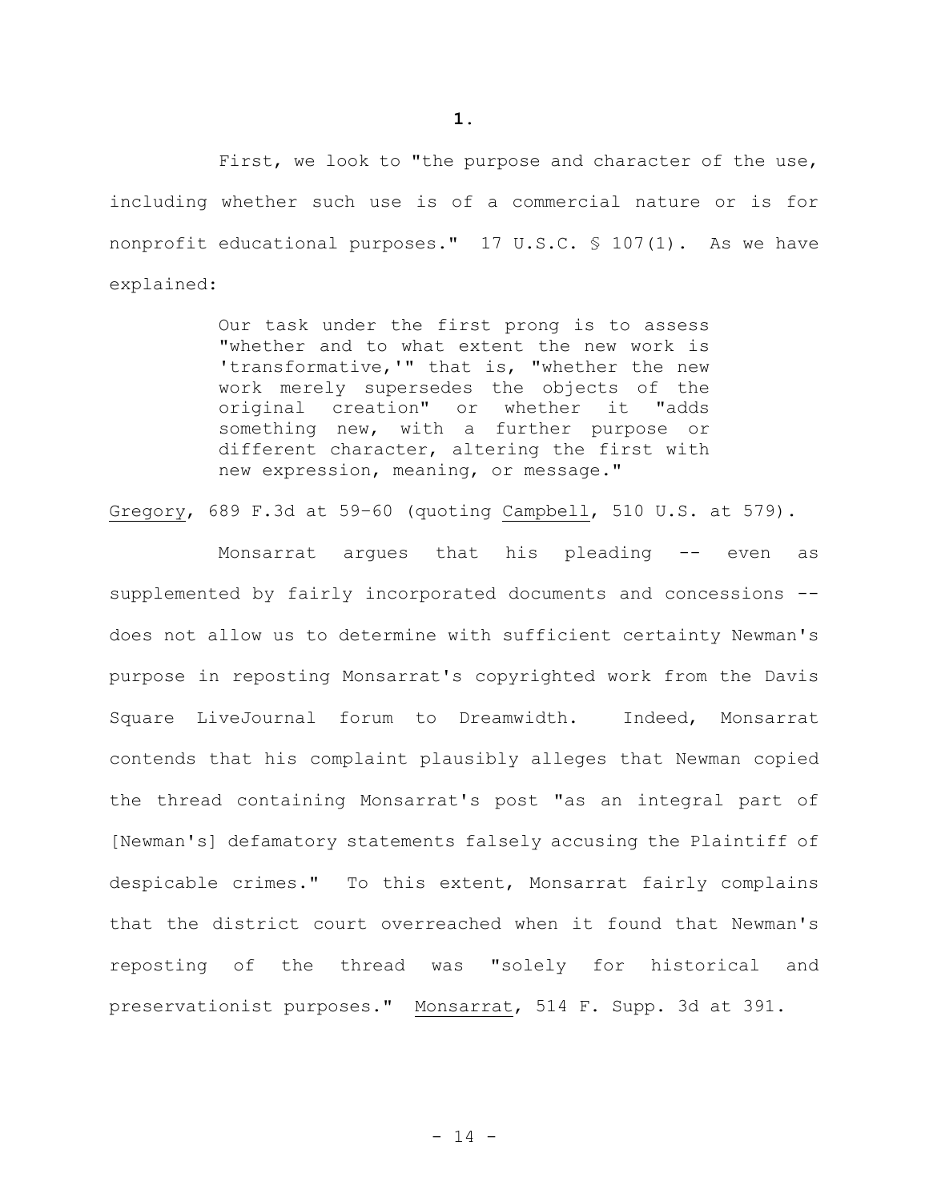**1.**

First, we look to "the purpose and character of the use, including whether such use is of a commercial nature or is for nonprofit educational purposes." 17 U.S.C. § 107(1). As we have explained:

> Our task under the first prong is to assess "whether and to what extent the new work is 'transformative,'" that is, "whether the new work merely supersedes the objects of the original creation" or whether it "adds something new, with a further purpose or different character, altering the first with new expression, meaning, or message."

Gregory, 689 F.3d at 59–60 (quoting Campbell, 510 U.S. at 579).

Monsarrat argues that his pleading -- even as supplemented by fairly incorporated documents and concessions -- does not allow us to determine with sufficient certainty Newman's purpose in reposting Monsarrat's copyrighted work from the Davis Square LiveJournal forum to Dreamwidth. Indeed, Monsarrat contends that his complaint plausibly alleges that Newman copied the thread containing Monsarrat's post "as an integral part of [Newman's] defamatory statements falsely accusing the Plaintiff of despicable crimes." To this extent, Monsarrat fairly complains that the district court overreached when it found that Newman's reposting of the thread was "solely for historical and preservationist purposes." Monsarrat, 514 F. Supp. 3d at 391.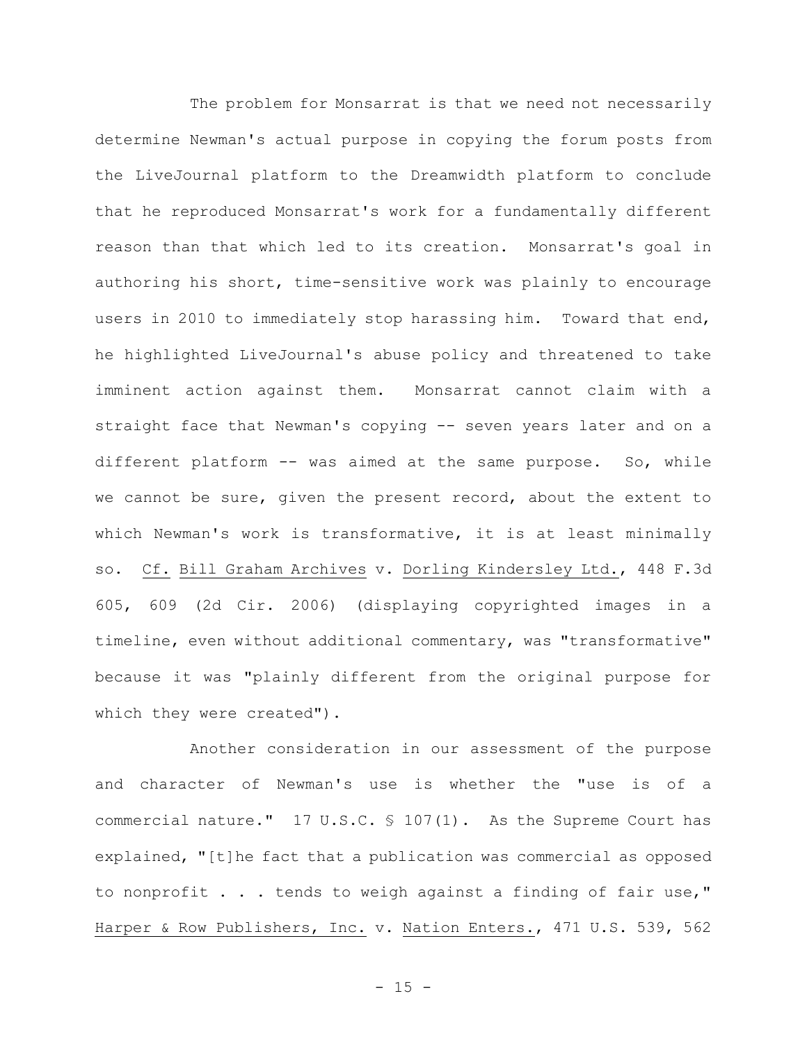The problem for Monsarrat is that we need not necessarily determine Newman's actual purpose in copying the forum posts from the LiveJournal platform to the Dreamwidth platform to conclude that he reproduced Monsarrat's work for a fundamentally different reason than that which led to its creation. Monsarrat's goal in authoring his short, time-sensitive work was plainly to encourage users in 2010 to immediately stop harassing him. Toward that end, he highlighted LiveJournal's abuse policy and threatened to take imminent action against them. Monsarrat cannot claim with a straight face that Newman's copying -- seven years later and on a different platform -- was aimed at the same purpose. So, while we cannot be sure, given the present record, about the extent to which Newman's work is transformative, it is at least minimally so. Cf. Bill Graham Archives v. Dorling Kindersley Ltd., 448 F.3d 605, 609 (2d Cir. 2006) (displaying copyrighted images in a timeline, even without additional commentary, was "transformative" because it was "plainly different from the original purpose for which they were created").

Another consideration in our assessment of the purpose and character of Newman's use is whether the "use is of a commercial nature." 17 U.S.C. § 107(1). As the Supreme Court has explained, "[t]he fact that a publication was commercial as opposed to nonprofit . . . tends to weigh against a finding of fair use," Harper & Row Publishers, Inc. v. Nation Enters., 471 U.S. 539, 562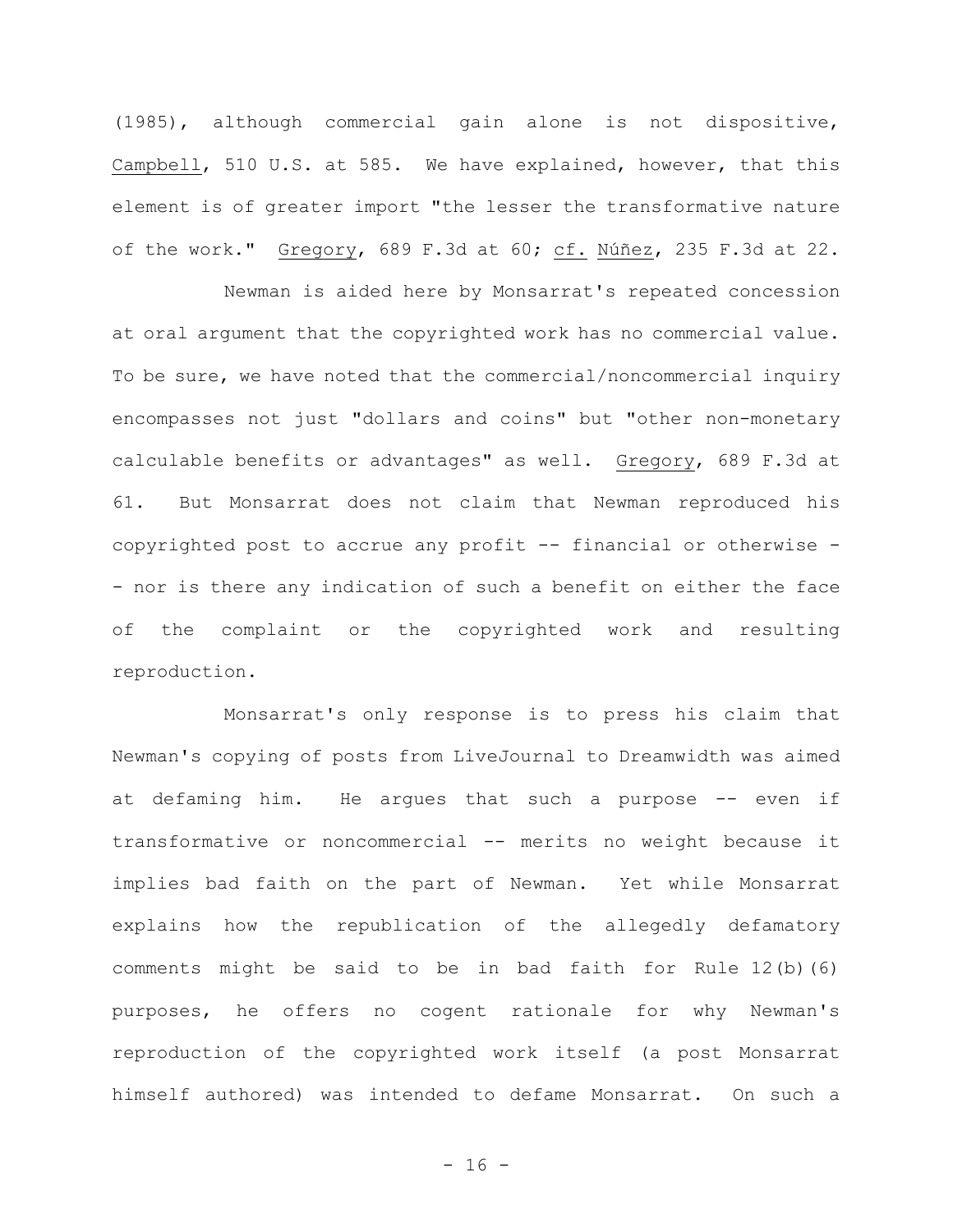(1985), although commercial gain alone is not dispositive, Campbell, 510 U.S. at 585. We have explained, however, that this element is of greater import "the lesser the transformative nature of the work." Gregory, 689 F.3d at 60; cf. Núñez, 235 F.3d at 22.

Newman is aided here by Monsarrat's repeated concession at oral argument that the copyrighted work has no commercial value. To be sure, we have noted that the commercial/noncommercial inquiry encompasses not just "dollars and coins" but "other non-monetary calculable benefits or advantages" as well. Gregory, 689 F.3d at 61. But Monsarrat does not claim that Newman reproduced his copyrighted post to accrue any profit -- financial or otherwise -- nor is there any indication of such a benefit on either the face of the complaint or the copyrighted work and resulting reproduction.

Monsarrat's only response is to press his claim that Newman's copying of posts from LiveJournal to Dreamwidth was aimed at defaming him. He argues that such a purpose -- even if transformative or noncommercial -- merits no weight because it implies bad faith on the part of Newman. Yet while Monsarrat explains how the republication of the allegedly defamatory comments might be said to be in bad faith for Rule 12(b)(6) purposes, he offers no cogent rationale for why Newman's reproduction of the copyrighted work itself (a post Monsarrat himself authored) was intended to defame Monsarrat. On such a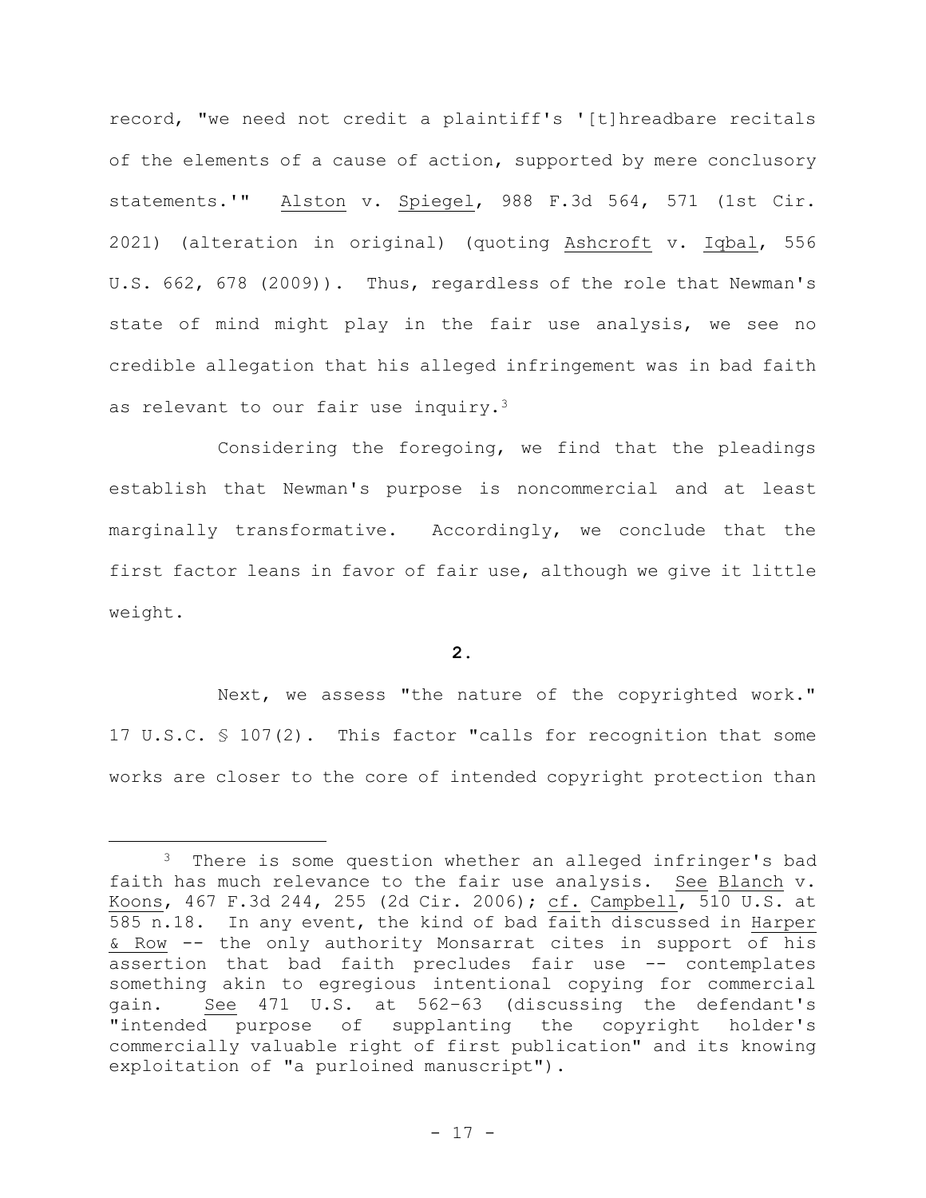record, "we need not credit a plaintiff's '[t]hreadbare recitals of the elements of a cause of action, supported by mere conclusory statements.'" Alston v. Spiegel, 988 F.3d 564, 571 (1st Cir. 2021) (alteration in original) (quoting Ashcroft v. Iqbal, 556 U.S. 662, 678 (2009)). Thus, regardless of the role that Newman's state of mind might play in the fair use analysis, we see no credible allegation that his alleged infringement was in bad faith as relevant to our fair use inquiry.[3]

Considering the foregoing, we find that the pleadings establish that Newman's purpose is noncommercial and at least marginally transformative. Accordingly, we conclude that the first factor leans in favor of fair use, although we give it little weight.

**2.**

Next, we assess "the nature of the copyrighted work." 17 U.S.C. § 107(2). This factor "calls for recognition that some works are closer to the core of intended copyright protection than

---

[3] There is some question whether an alleged infringer's bad faith has much relevance to the fair use analysis. See Blanch v. Koons, 467 F.3d 244, 255 (2d Cir. 2006); cf. Campbell, 510 U.S. at 585 n.18. In any event, the kind of bad faith discussed in Harper & Row -- the only authority Monsarrat cites in support of his assertion that bad faith precludes fair use -- contemplates something akin to egregious intentional copying for commercial gain. See 471 U.S. at 562–63 (discussing the defendant's "intended purpose of supplanting the copyright holder's commercially valuable right of first publication" and its knowing exploitation of "a purloined manuscript").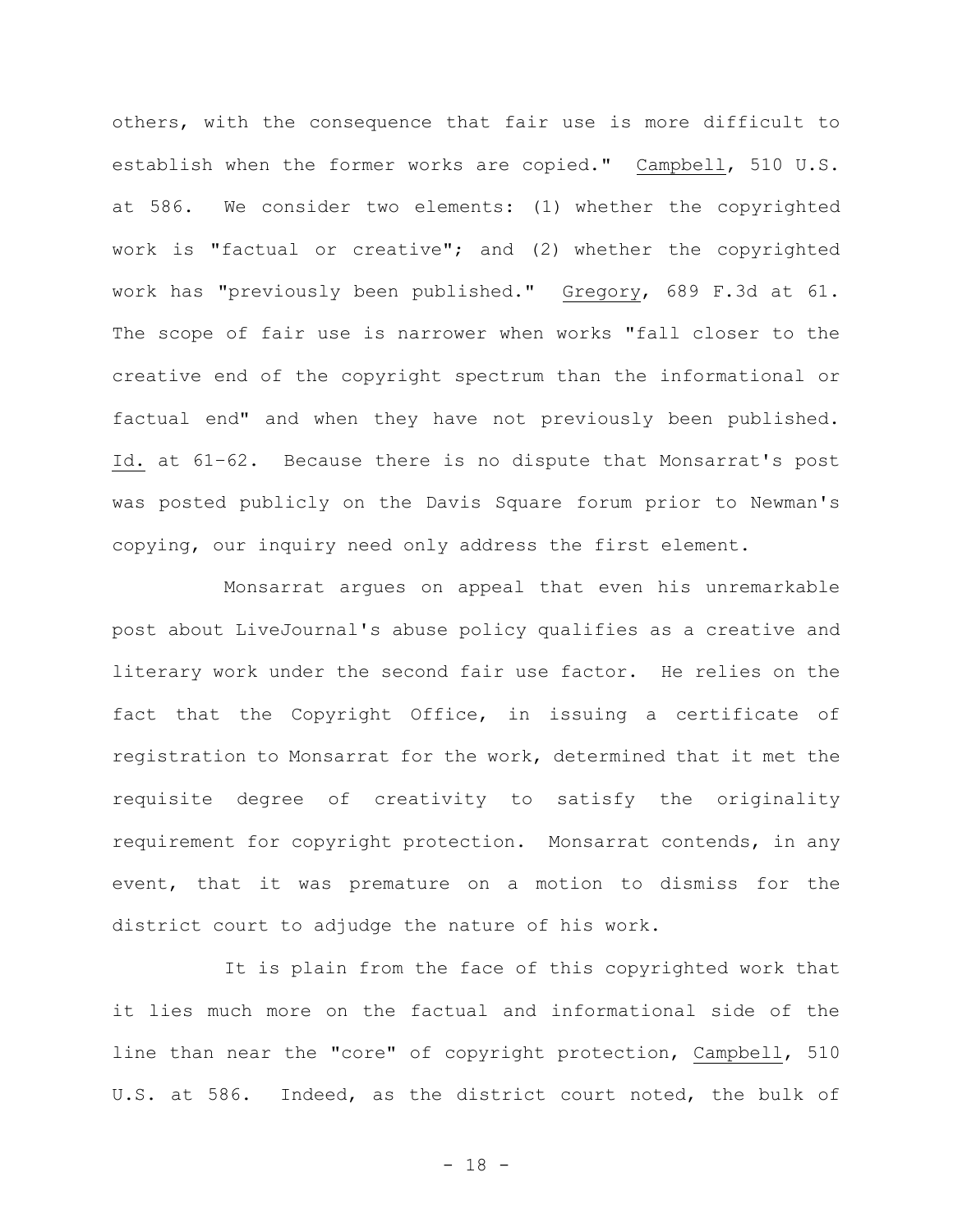others, with the consequence that fair use is more difficult to establish when the former works are copied." Campbell, 510 U.S. at 586. We consider two elements: (1) whether the copyrighted work is "factual or creative"; and (2) whether the copyrighted work has "previously been published." Gregory, 689 F.3d at 61. The scope of fair use is narrower when works "fall closer to the creative end of the copyright spectrum than the informational or factual end" and when they have not previously been published. Id. at 61–62. Because there is no dispute that Monsarrat's post was posted publicly on the Davis Square forum prior to Newman's copying, our inquiry need only address the first element.

Monsarrat argues on appeal that even his unremarkable post about LiveJournal's abuse policy qualifies as a creative and literary work under the second fair use factor. He relies on the fact that the Copyright Office, in issuing a certificate of registration to Monsarrat for the work, determined that it met the requisite degree of creativity to satisfy the originality requirement for copyright protection. Monsarrat contends, in any event, that it was premature on a motion to dismiss for the district court to adjudge the nature of his work.

It is plain from the face of this copyrighted work that it lies much more on the factual and informational side of the line than near the "core" of copyright protection, Campbell, 510 U.S. at 586. Indeed, as the district court noted, the bulk of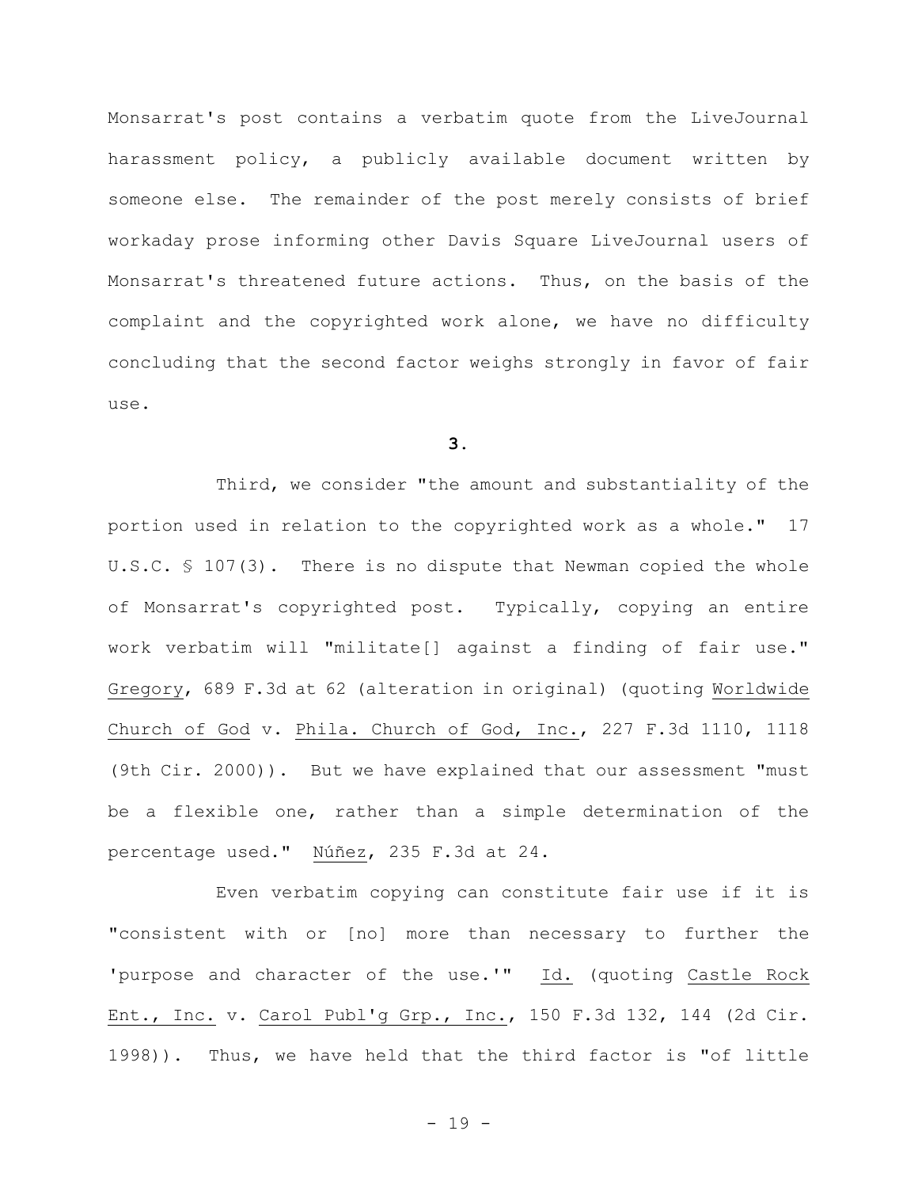Monsarrat's post contains a verbatim quote from the LiveJournal harassment policy, a publicly available document written by someone else. The remainder of the post merely consists of brief workaday prose informing other Davis Square LiveJournal users of Monsarrat's threatened future actions. Thus, on the basis of the complaint and the copyrighted work alone, we have no difficulty concluding that the second factor weighs strongly in favor of fair use.

**3.**

Third, we consider "the amount and substantiality of the portion used in relation to the copyrighted work as a whole." 17 U.S.C. § 107(3). There is no dispute that Newman copied the whole of Monsarrat's copyrighted post. Typically, copying an entire work verbatim will "militate[] against a finding of fair use." Gregory, 689 F.3d at 62 (alteration in original) (quoting Worldwide Church of God v. Phila. Church of God, Inc., 227 F.3d 1110, 1118 (9th Cir. 2000)). But we have explained that our assessment "must be a flexible one, rather than a simple determination of the percentage used." Núñez, 235 F.3d at 24.

Even verbatim copying can constitute fair use if it is "consistent with or [no] more than necessary to further the 'purpose and character of the use.'" Id. (quoting Castle Rock Ent., Inc. v. Carol Publ'g Grp., Inc., 150 F.3d 132, 144 (2d Cir. 1998)). Thus, we have held that the third factor is "of little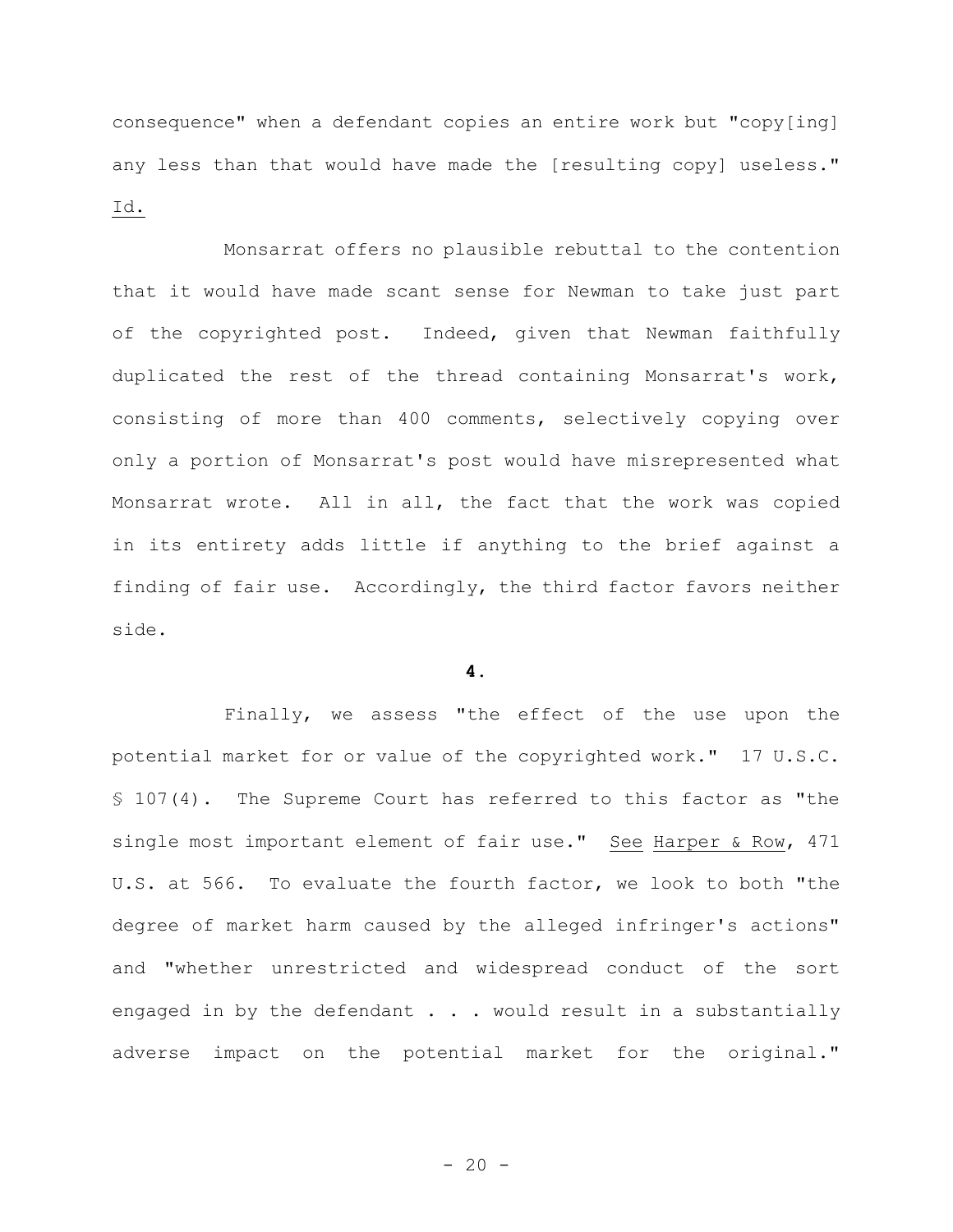consequence" when a defendant copies an entire work but "copy[ing] any less than that would have made the [resulting copy] useless." Id.

Monsarrat offers no plausible rebuttal to the contention that it would have made scant sense for Newman to take just part of the copyrighted post. Indeed, given that Newman faithfully duplicated the rest of the thread containing Monsarrat's work, consisting of more than 400 comments, selectively copying over only a portion of Monsarrat's post would have misrepresented what Monsarrat wrote. All in all, the fact that the work was copied in its entirety adds little if anything to the brief against a finding of fair use. Accordingly, the third factor favors neither side.

**4.**

Finally, we assess "the effect of the use upon the potential market for or value of the copyrighted work." 17 U.S.C. § 107(4). The Supreme Court has referred to this factor as "the single most important element of fair use." See Harper & Row, 471 U.S. at 566. To evaluate the fourth factor, we look to both "the degree of market harm caused by the alleged infringer's actions" and "whether unrestricted and widespread conduct of the sort engaged in by the defendant . . . would result in a substantially adverse impact on the potential market for the original."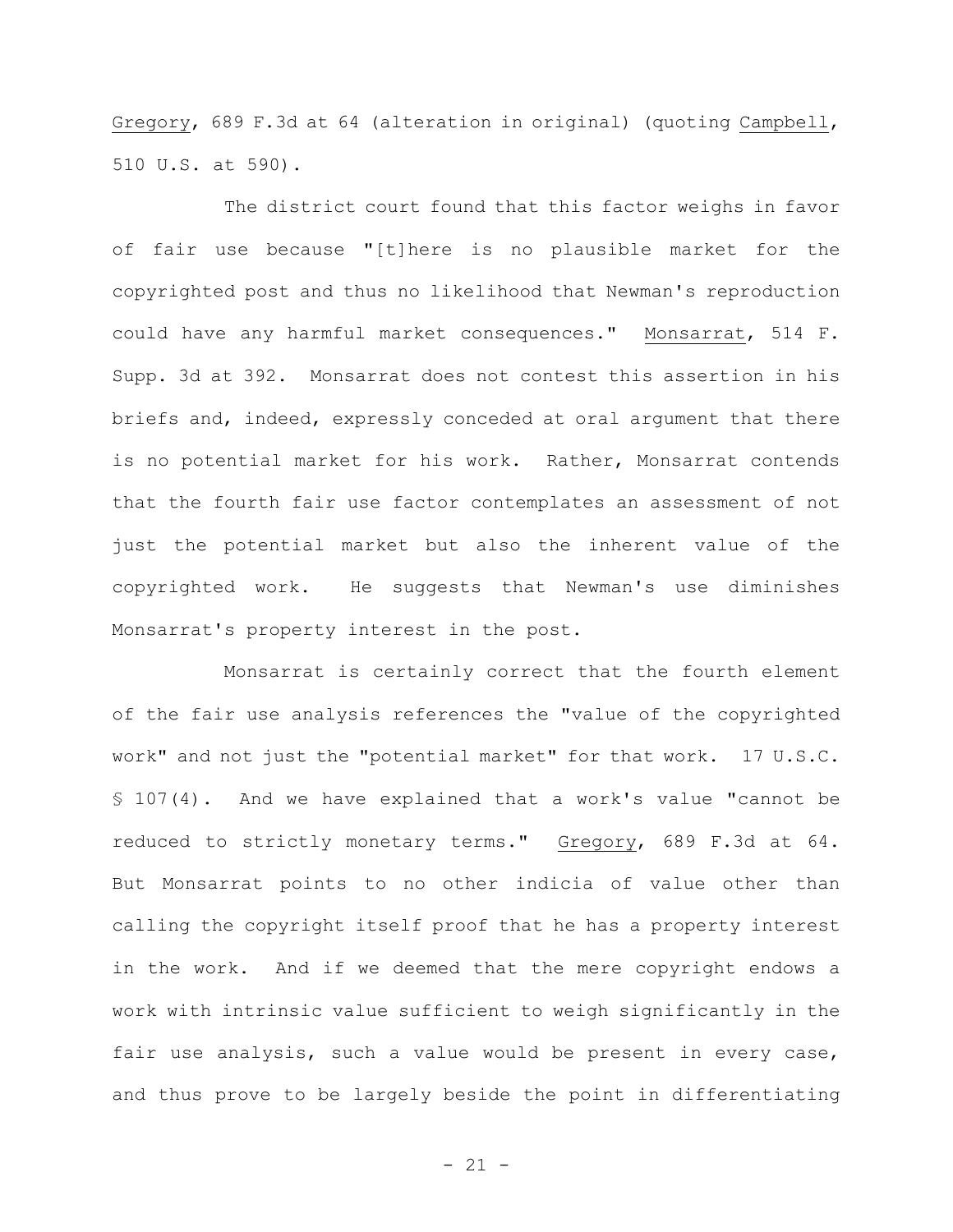Gregory, 689 F.3d at 64 (alteration in original) (quoting Campbell, 510 U.S. at 590).

The district court found that this factor weighs in favor of fair use because "[t]here is no plausible market for the copyrighted post and thus no likelihood that Newman's reproduction could have any harmful market consequences." Monsarrat, 514 F. Supp. 3d at 392. Monsarrat does not contest this assertion in his briefs and, indeed, expressly conceded at oral argument that there is no potential market for his work. Rather, Monsarrat contends that the fourth fair use factor contemplates an assessment of not just the potential market but also the inherent value of the copyrighted work. He suggests that Newman's use diminishes Monsarrat's property interest in the post.

Monsarrat is certainly correct that the fourth element of the fair use analysis references the "value of the copyrighted work" and not just the "potential market" for that work. 17 U.S.C. § 107(4). And we have explained that a work's value "cannot be reduced to strictly monetary terms." Gregory, 689 F.3d at 64. But Monsarrat points to no other indicia of value other than calling the copyright itself proof that he has a property interest in the work. And if we deemed that the mere copyright endows a work with intrinsic value sufficient to weigh significantly in the fair use analysis, such a value would be present in every case, and thus prove to be largely beside the point in differentiating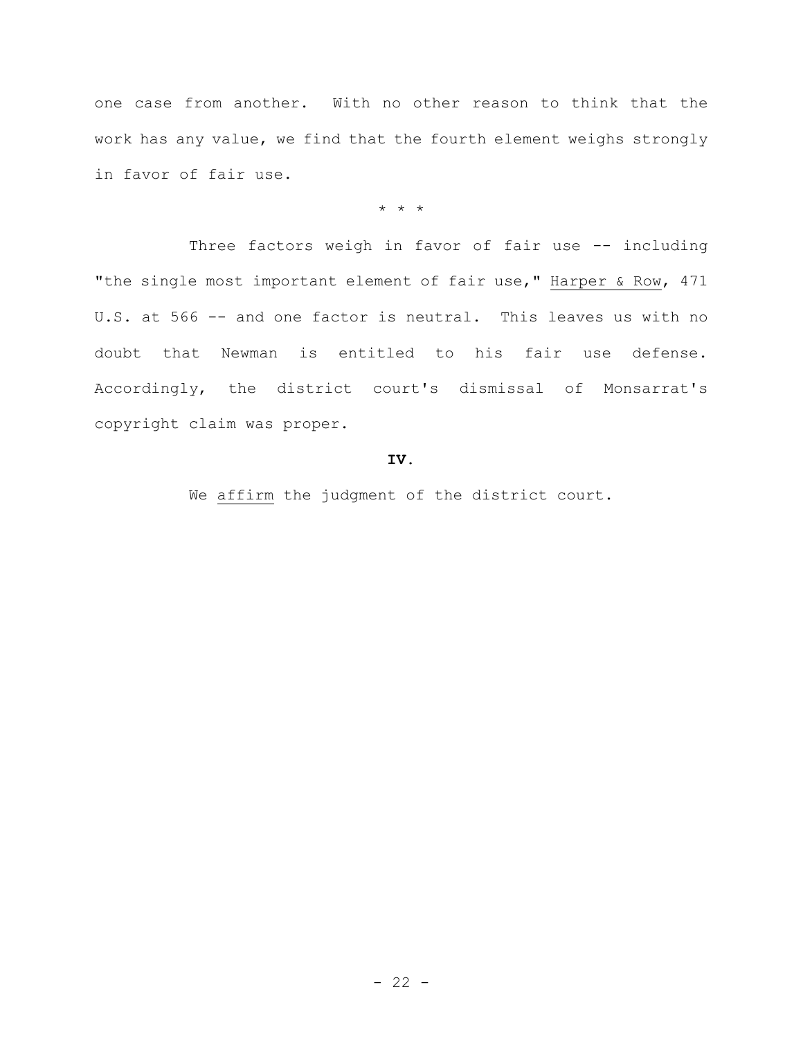one case from another. With no other reason to think that the work has any value, we find that the fourth element weighs strongly in favor of fair use.

* * *

Three factors weigh in favor of fair use -- including "the single most important element of fair use," Harper & Row, 471 U.S. at 566 -- and one factor is neutral. This leaves us with no doubt that Newman is entitled to his fair use defense. Accordingly, the district court's dismissal of Monsarrat's copyright claim was proper.

**IV.**

We affirm the judgment of the district court.